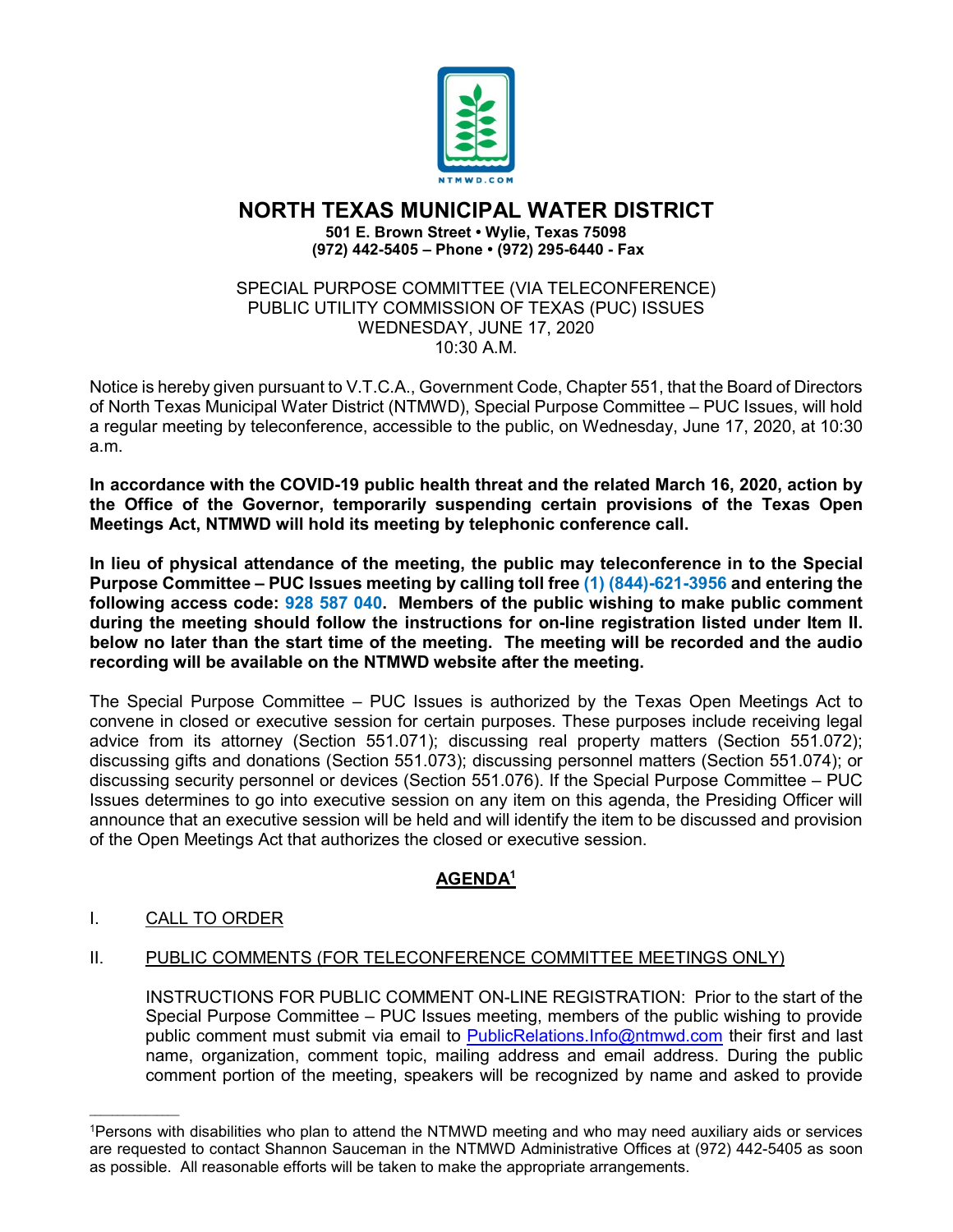# NORTH TEXAS MUNICIPAL WATER DISTRICT

**501 E. Brown Street • Wylie, Texas 75098**
**(972) 442-5405 – Phone • (972) 295-6440 - Fax**

SPECIAL PURPOSE COMMITTEE (VIA TELECONFERENCE)
PUBLIC UTILITY COMMISSION OF TEXAS (PUC) ISSUES
WEDNESDAY, JUNE 17, 2020
10:30 A.M.

Notice is hereby given pursuant to V.T.C.A., Government Code, Chapter 551, that the Board of Directors of North Texas Municipal Water District (NTMWD), Special Purpose Committee – PUC Issues, will hold a regular meeting by teleconference, accessible to the public, on Wednesday, June 17, 2020, at 10:30 a.m.

**In accordance with the COVID-19 public health threat and the related March 16, 2020, action by the Office of the Governor, temporarily suspending certain provisions of the Texas Open Meetings Act, NTMWD will hold its meeting by telephonic conference call.**

**In lieu of physical attendance of the meeting, the public may teleconference in to the Special Purpose Committee – PUC Issues meeting by calling toll free (1) (844)-621-3956 and entering the following access code: 928 587 040. Members of the public wishing to make public comment during the meeting should follow the instructions for on-line registration listed under Item II. below no later than the start time of the meeting. The meeting will be recorded and the audio recording will be available on the NTMWD website after the meeting.**

The Special Purpose Committee – PUC Issues is authorized by the Texas Open Meetings Act to convene in closed or executive session for certain purposes. These purposes include receiving legal advice from its attorney (Section 551.071); discussing real property matters (Section 551.072); discussing gifts and donations (Section 551.073); discussing personnel matters (Section 551.074); or discussing security personnel or devices (Section 551.076). If the Special Purpose Committee – PUC Issues determines to go into executive session on any item on this agenda, the Presiding Officer will announce that an executive session will be held and will identify the item to be discussed and provision of the Open Meetings Act that authorizes the closed or executive session.

## AGENDA[1]

I. CALL TO ORDER

II. PUBLIC COMMENTS (FOR TELECONFERENCE COMMITTEE MEETINGS ONLY)

INSTRUCTIONS FOR PUBLIC COMMENT ON-LINE REGISTRATION: Prior to the start of the Special Purpose Committee – PUC Issues meeting, members of the public wishing to provide public comment must submit via email to PublicRelations.Info@ntmwd.com their first and last name, organization, comment topic, mailing address and email address. During the public comment portion of the meeting, speakers will be recognized by name and asked to provide

---

[1]Persons with disabilities who plan to attend the NTMWD meeting and who may need auxiliary aids or services are requested to contact Shannon Sauceman in the NTMWD Administrative Offices at (972) 442-5405 as soon as possible. All reasonable efforts will be taken to make the appropriate arrangements.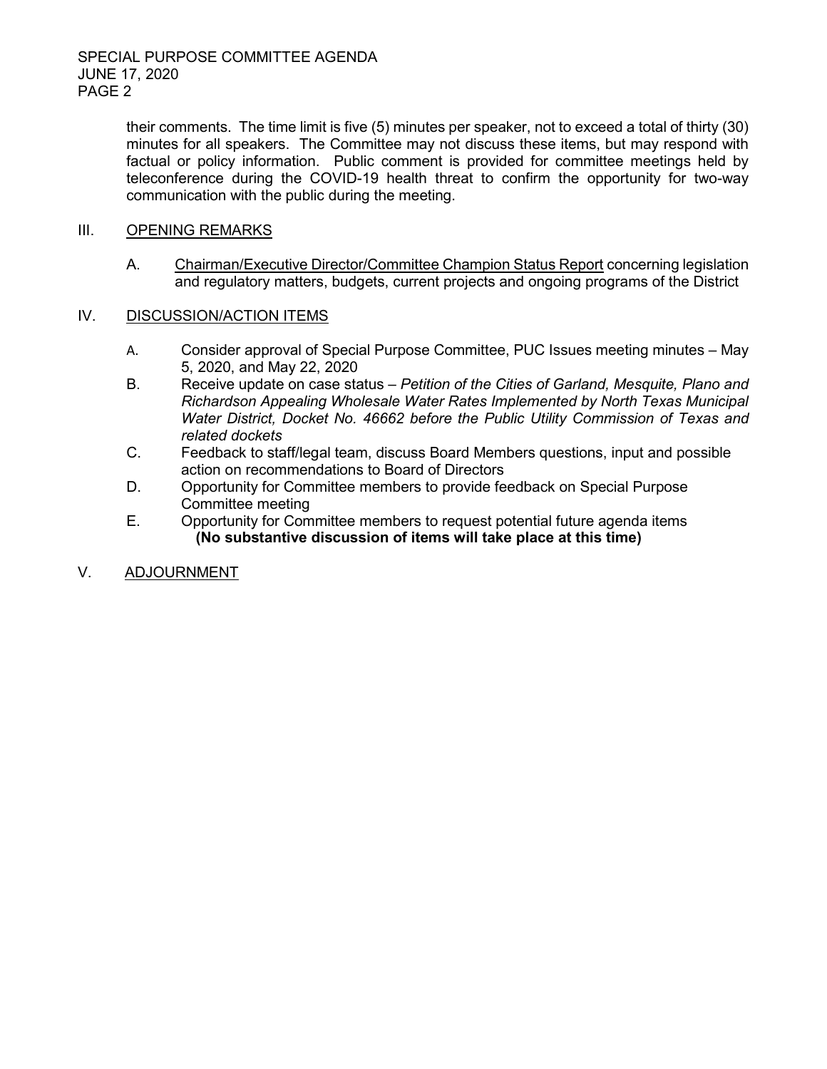their comments. The time limit is five (5) minutes per speaker, not to exceed a total of thirty (30) minutes for all speakers. The Committee may not discuss these items, but may respond with factual or policy information. Public comment is provided for committee meetings held by teleconference during the COVID-19 health threat to confirm the opportunity for two-way communication with the public during the meeting.

## III. OPENING REMARKS

A. Chairman/Executive Director/Committee Champion Status Report concerning legislation and regulatory matters, budgets, current projects and ongoing programs of the District

## IV. DISCUSSION/ACTION ITEMS

A. Consider approval of Special Purpose Committee, PUC Issues meeting minutes – May 5, 2020, and May 22, 2020

B. Receive update on case status – *Petition of the Cities of Garland, Mesquite, Plano and Richardson Appealing Wholesale Water Rates Implemented by North Texas Municipal Water District, Docket No. 46662 before the Public Utility Commission of Texas and related dockets*

C. Feedback to staff/legal team, discuss Board Members questions, input and possible action on recommendations to Board of Directors

D. Opportunity for Committee members to provide feedback on Special Purpose Committee meeting

E. Opportunity for Committee members to request potential future agenda items **(No substantive discussion of items will take place at this time)**

## V. ADJOURNMENT